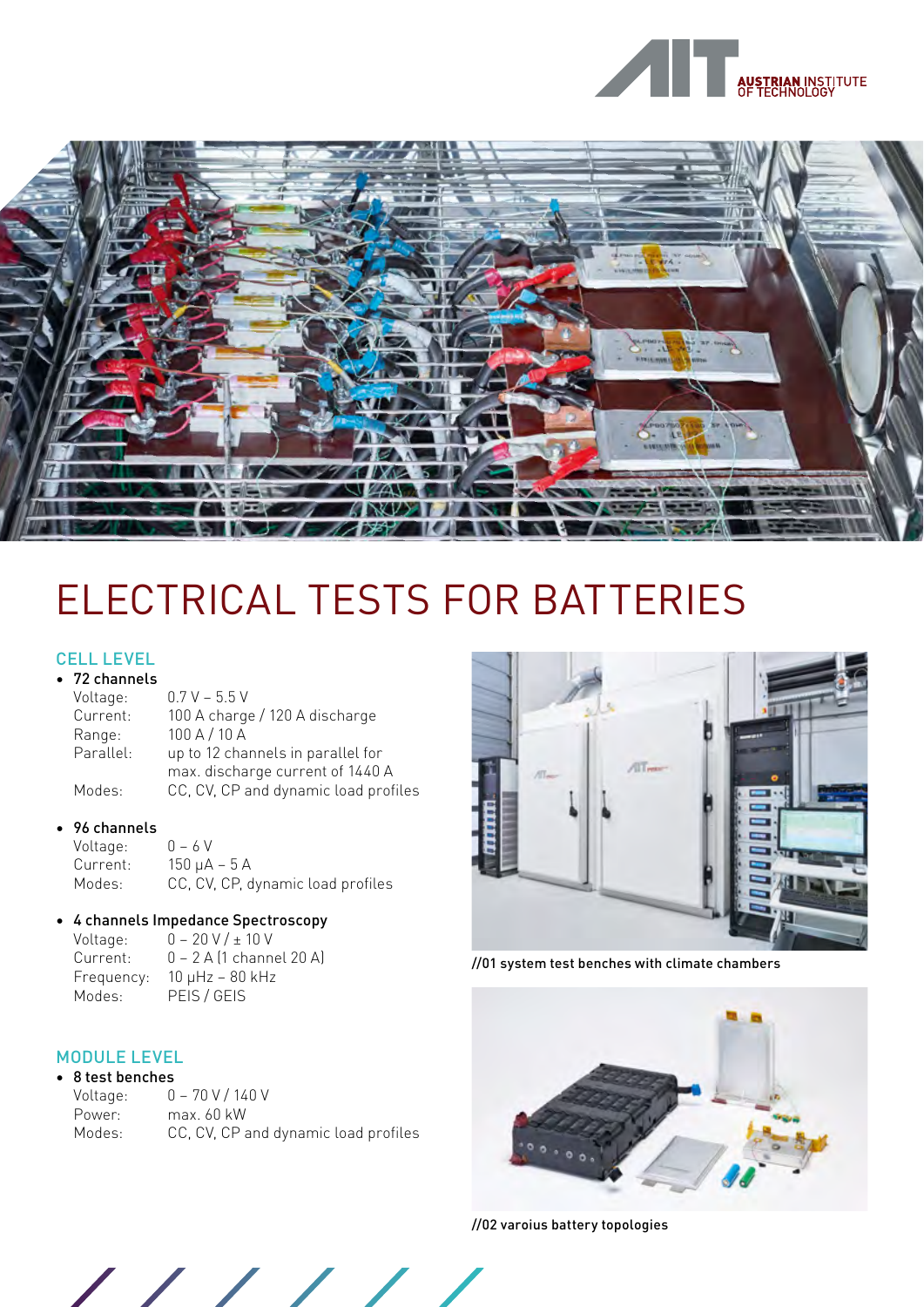# ELECTRICAL TESTS FOR BATTERIES

## CELL LEVEL

- **72 channels**

  Voltage: 0.7 V – 5.5 V
  Current: 100 A charge / 120 A discharge
  Range: 100 A / 10 A
  Parallel: up to 12 channels in parallel for max. discharge current of 1440 A
  Modes: CC, CV, CP and dynamic load profiles

- **96 channels**

  Voltage: 0 – 6 V
  Current: 150 µA – 5 A
  Modes: CC, CV, CP, dynamic load profiles

- **4 channels Impedance Spectroscopy**

  Voltage: 0 – 20 V / ± 10 V
  Current: 0 – 2 A (1 channel 20 A)
  Frequency: 10 µHz – 80 kHz
  Modes: PEIS / GEIS

## MODULE LEVEL

- **8 test benches**

  Voltage: 0 – 70 V / 140 V
  Power: max. 60 kW
  Modes: CC, CV, CP and dynamic load profiles

//01 system test benches with climate chambers

//02 varoius battery topologies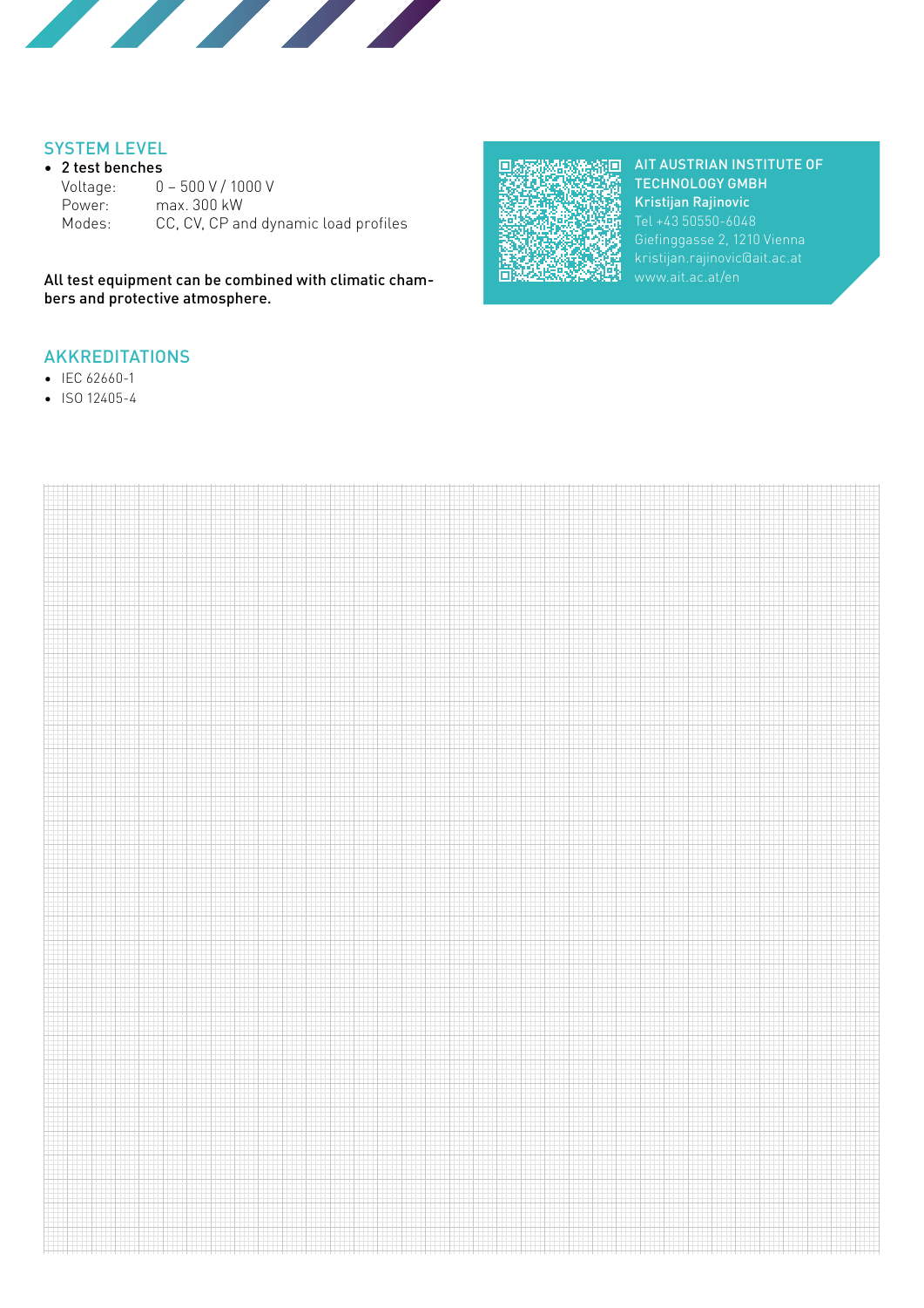## SYSTEM LEVEL

- **2 test benches**

| | |
|---|---|
| Voltage: | 0 – 500 V / 1000 V |
| Power: | max. 300 kW |
| Modes: | CC, CV, CP and dynamic load profiles |

**All test equipment can be combined with climatic chambers and protective atmosphere.**

## AKKREDITATIONS

- IEC 62660-1
- ISO 12405-4

**AIT AUSTRIAN INSTITUTE OF TECHNOLOGY GMBH**
**Kristijan Rajinovic**
Tel +43 50550-6048
Giefinggasse 2, 1210 Vienna
kristijan.rajinovic@ait.ac.at
www.ait.ac.at/en